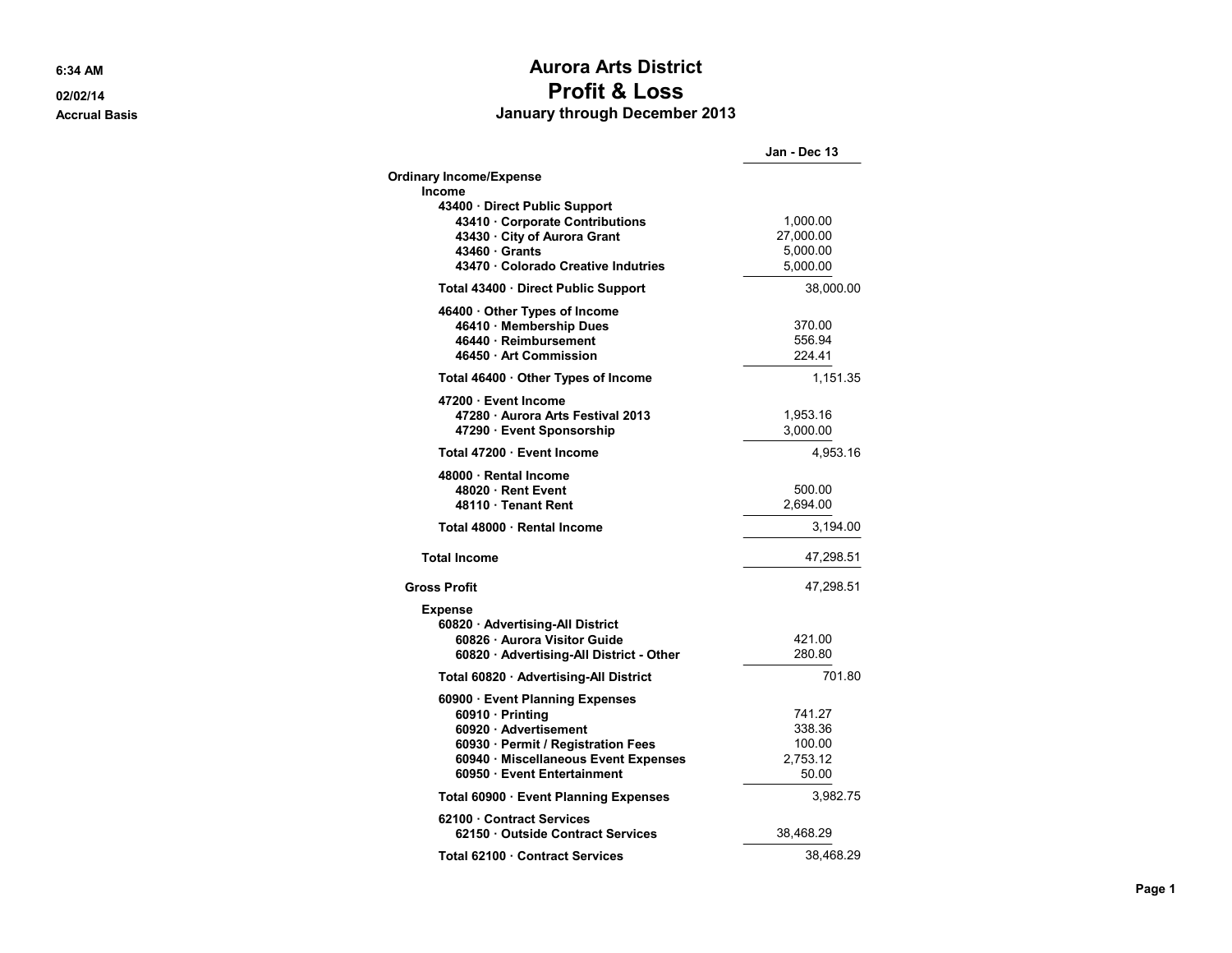6:34 AM
02/02/14
Accrual Basis

# Aurora Arts District
## Profit & Loss
### January through December 2013

| | | Jan - Dec 13 |
|---|---|---|
| **Ordinary Income/Expense** | | |
| **Income** | | |
| **43400 · Direct Public Support** | | |
| **43410 · Corporate Contributions** | 1,000.00 | |
| **43430 · City of Aurora Grant** | 27,000.00 | |
| **43460 · Grants** | 5,000.00 | |
| **43470 · Colorado Creative Indutries** | 5,000.00 | |
| **Total 43400 · Direct Public Support** | | 38,000.00 |
| **46400 · Other Types of Income** | | |
| **46410 · Membership Dues** | 370.00 | |
| **46440 · Reimbursement** | 556.94 | |
| **46450 · Art Commission** | 224.41 | |
| **Total 46400 · Other Types of Income** | | 1,151.35 |
| **47200 · Event Income** | | |
| **47280 · Aurora Arts Festival 2013** | 1,953.16 | |
| **47290 · Event Sponsorship** | 3,000.00 | |
| **Total 47200 · Event Income** | | 4,953.16 |
| **48000 · Rental Income** | | |
| **48020 · Rent Event** | 500.00 | |
| **48110 · Tenant Rent** | 2,694.00 | |
| **Total 48000 · Rental Income** | | 3,194.00 |
| **Total Income** | | 47,298.51 |
| **Gross Profit** | | 47,298.51 |
| **Expense** | | |
| **60820 · Advertising-All District** | | |
| **60826 · Aurora Visitor Guide** | 421.00 | |
| **60820 · Advertising-All District - Other** | 280.80 | |
| **Total 60820 · Advertising-All District** | | 701.80 |
| **60900 · Event Planning Expenses** | | |
| **60910 · Printing** | 741.27 | |
| **60920 · Advertisement** | 338.36 | |
| **60930 · Permit / Registration Fees** | 100.00 | |
| **60940 · Miscellaneous Event Expenses** | 2,753.12 | |
| **60950 · Event Entertainment** | 50.00 | |
| **Total 60900 · Event Planning Expenses** | | 3,982.75 |
| **62100 · Contract Services** | | |
| **62150 · Outside Contract Services** | 38,468.29 | |
| **Total 62100 · Contract Services** | | 38,468.29 |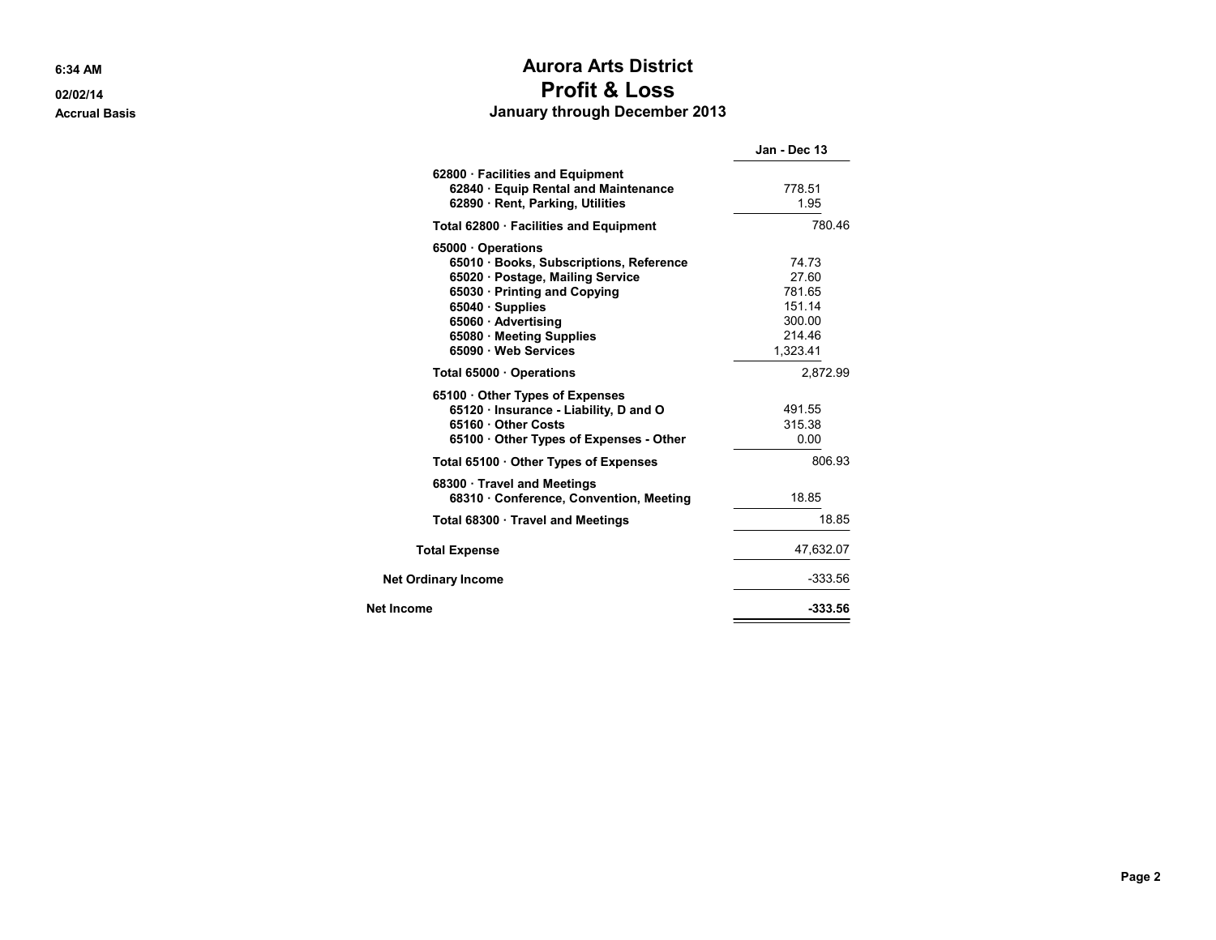# Aurora Arts District
## Profit & Loss
### January through December 2013

6:34 AM
02/02/14
Accrual Basis

| | | |
|---|---|---|
| | | **Jan - Dec 13** |
| **62800 · Facilities and Equipment** | | |
| **62840 · Equip Rental and Maintenance** | 778.51 | |
| **62890 · Rent, Parking, Utilities** | 1.95 | |
| **Total 62800 · Facilities and Equipment** | | 780.46 |
| **65000 · Operations** | | |
| **65010 · Books, Subscriptions, Reference** | 74.73 | |
| **65020 · Postage, Mailing Service** | 27.60 | |
| **65030 · Printing and Copying** | 781.65 | |
| **65040 · Supplies** | 151.14 | |
| **65060 · Advertising** | 300.00 | |
| **65080 · Meeting Supplies** | 214.46 | |
| **65090 · Web Services** | 1,323.41 | |
| **Total 65000 · Operations** | | 2,872.99 |
| **65100 · Other Types of Expenses** | | |
| **65120 · Insurance - Liability, D and O** | 491.55 | |
| **65160 · Other Costs** | 315.38 | |
| **65100 · Other Types of Expenses - Other** | 0.00 | |
| **Total 65100 · Other Types of Expenses** | | 806.93 |
| **68300 · Travel and Meetings** | | |
| **68310 · Conference, Convention, Meeting** | 18.85 | |
| **Total 68300 · Travel and Meetings** | | 18.85 |
| **Total Expense** | | 47,632.07 |
| **Net Ordinary Income** | | -333.56 |
| **Net Income** | | **-333.56** |